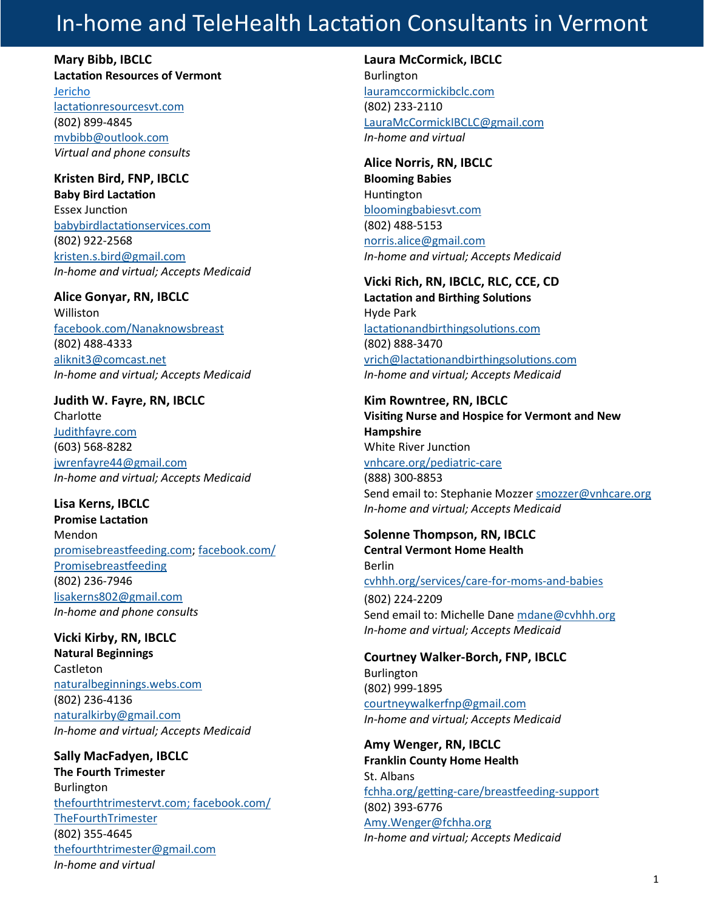# In-home and TeleHealth Lactation Consultants in Vermont

**Mary Bibb, IBCLC**
**Lactation Resources of Vermont**
Jericho
lactationresourcesvt.com
(802) 899-4845
mvbibb@outlook.com
*Virtual and phone consults*

**Kristen Bird, FNP, IBCLC**
**Baby Bird Lactation**
Essex Junction
babybirdlactationservices.com
(802) 922-2568
kristen.s.bird@gmail.com
*In-home and virtual; Accepts Medicaid*

**Alice Gonyar, RN, IBCLC**
Williston
facebook.com/Nanaknowsbreast
(802) 488-4333
aliknit3@comcast.net
*In-home and virtual; Accepts Medicaid*

**Judith W. Fayre, RN, IBCLC**
Charlotte
Judithfayre.com
(603) 568-8282
jwrenfayre44@gmail.com
*In-home and virtual; Accepts Medicaid*

**Lisa Kerns, IBCLC**
**Promise Lactation**
Mendon
promisebreastfeeding.com; facebook.com/Promisebreastfeeding
(802) 236-7946
lisakerns802@gmail.com
*In-home and phone consults*

**Vicki Kirby, RN, IBCLC**
**Natural Beginnings**
Castleton
naturalbeginnings.webs.com
(802) 236-4136
naturalkirby@gmail.com
*In-home and virtual; Accepts Medicaid*

**Sally MacFadyen, IBCLC**
**The Fourth Trimester**
Burlington
thefourthtrimestervt.com; facebook.com/TheFourthTrimester
(802) 355-4645
thefourthtrimester@gmail.com
*In-home and virtual*

**Laura McCormick, IBCLC**
Burlington
lauramccormickibclc.com
(802) 233-2110
LauraMcCormickIBCLC@gmail.com
*In-home and virtual*

**Alice Norris, RN, IBCLC**
**Blooming Babies**
Huntington
bloomingbabiesvt.com
(802) 488-5153
norris.alice@gmail.com
*In-home and virtual; Accepts Medicaid*

**Vicki Rich, RN, IBCLC, RLC, CCE, CD**
**Lactation and Birthing Solutions**
Hyde Park
lactationandbirthingsolutions.com
(802) 888-3470
vrich@lactationandbirthingsolutions.com
*In-home and virtual; Accepts Medicaid*

**Kim Rowntree, RN, IBCLC**
**Visiting Nurse and Hospice for Vermont and New Hampshire**
White River Junction
vnhcare.org/pediatric-care
(888) 300-8853
Send email to: Stephanie Mozzer smozzer@vnhcare.org
*In-home and virtual; Accepts Medicaid*

**Solenne Thompson, RN, IBCLC**
**Central Vermont Home Health**
Berlin
cvhhh.org/services/care-for-moms-and-babies
(802) 224-2209
Send email to: Michelle Dane mdane@cvhhh.org
*In-home and virtual; Accepts Medicaid*

**Courtney Walker-Borch, FNP, IBCLC**
Burlington
(802) 999-1895
courtneywalkerfnp@gmail.com
*In-home and virtual; Accepts Medicaid*

**Amy Wenger, RN, IBCLC**
**Franklin County Home Health**
St. Albans
fchha.org/getting-care/breastfeeding-support
(802) 393-6776
Amy.Wenger@fchha.org
*In-home and virtual; Accepts Medicaid*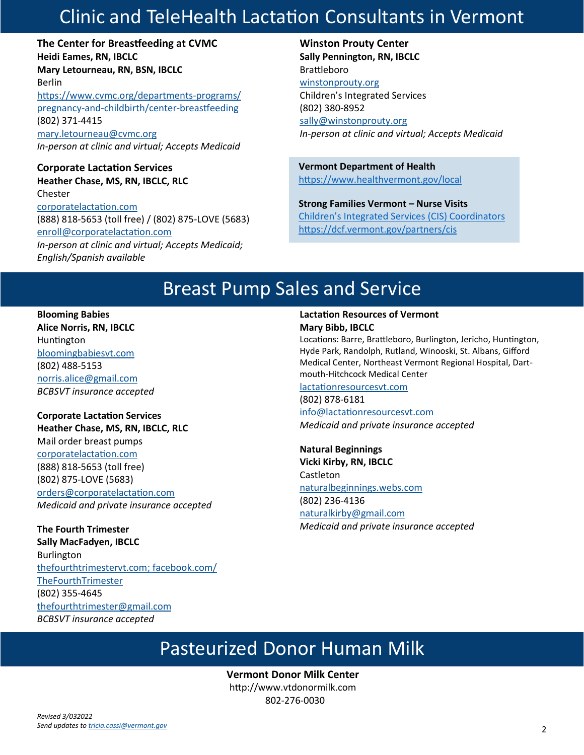# Clinic and TeleHealth Lactation Consultants in Vermont

**The Center for Breastfeeding at CVMC**
**Heidi Eames, RN, IBCLC**
**Mary Letourneau, RN, BSN, IBCLC**
Berlin
https://www.cvmc.org/departments-programs/pregnancy-and-childbirth/center-breastfeeding
(802) 371-4415
mary.letourneau@cvmc.org
*In-person at clinic and virtual; Accepts Medicaid*

**Corporate Lactation Services**
**Heather Chase, MS, RN, IBCLC, RLC**
Chester
corporatelactation.com
(888) 818-5653 (toll free) / (802) 875-LOVE (5683)
enroll@corporatelactation.com
*In-person at clinic and virtual; Accepts Medicaid; English/Spanish available*

**Winston Prouty Center**
**Sally Pennington, RN, IBCLC**
Brattleboro
winstonprouty.org
Children's Integrated Services
(802) 380-8952
sally@winstonprouty.org
*In-person at clinic and virtual; Accepts Medicaid*

**Vermont Department of Health**
https://www.healthvermont.gov/local

**Strong Families Vermont – Nurse Visits**
Children's Integrated Services (CIS) Coordinators
https://dcf.vermont.gov/partners/cis

# Breast Pump Sales and Service

**Blooming Babies**
**Alice Norris, RN, IBCLC**
Huntington
bloomingbabiesvt.com
(802) 488-5153
norris.alice@gmail.com
*BCBSVT insurance accepted*

**Corporate Lactation Services**
**Heather Chase, MS, RN, IBCLC, RLC**
Mail order breast pumps
corporatelactation.com
(888) 818-5653 (toll free)
(802) 875-LOVE (5683)
orders@corporatelactation.com
*Medicaid and private insurance accepted*

**The Fourth Trimester**
**Sally MacFadyen, IBCLC**
Burlington
thefourthtrimestervt.com; facebook.com/TheFourthTrimester
(802) 355-4645
thefourthtrimester@gmail.com
*BCBSVT insurance accepted*

**Lactation Resources of Vermont**
**Mary Bibb, IBCLC**
Locations: Barre, Brattleboro, Burlington, Jericho, Huntington, Hyde Park, Randolph, Rutland, Winooski, St. Albans, Gifford Medical Center, Northeast Vermont Regional Hospital, Dartmouth-Hitchcock Medical Center
lactationresourcesvt.com
(802) 878-6181
info@lactationresourcesvt.com
*Medicaid and private insurance accepted*

**Natural Beginnings**
**Vicki Kirby, RN, IBCLC**
Castleton
naturalbeginnings.webs.com
(802) 236-4136
naturalkirby@gmail.com
*Medicaid and private insurance accepted*

# Pasteurized Donor Human Milk

**Vermont Donor Milk Center**
http://www.vtdonormilk.com
802-276-0030

*Revised 3/032022*
*Send updates to tricia.cassi@vermont.gov*